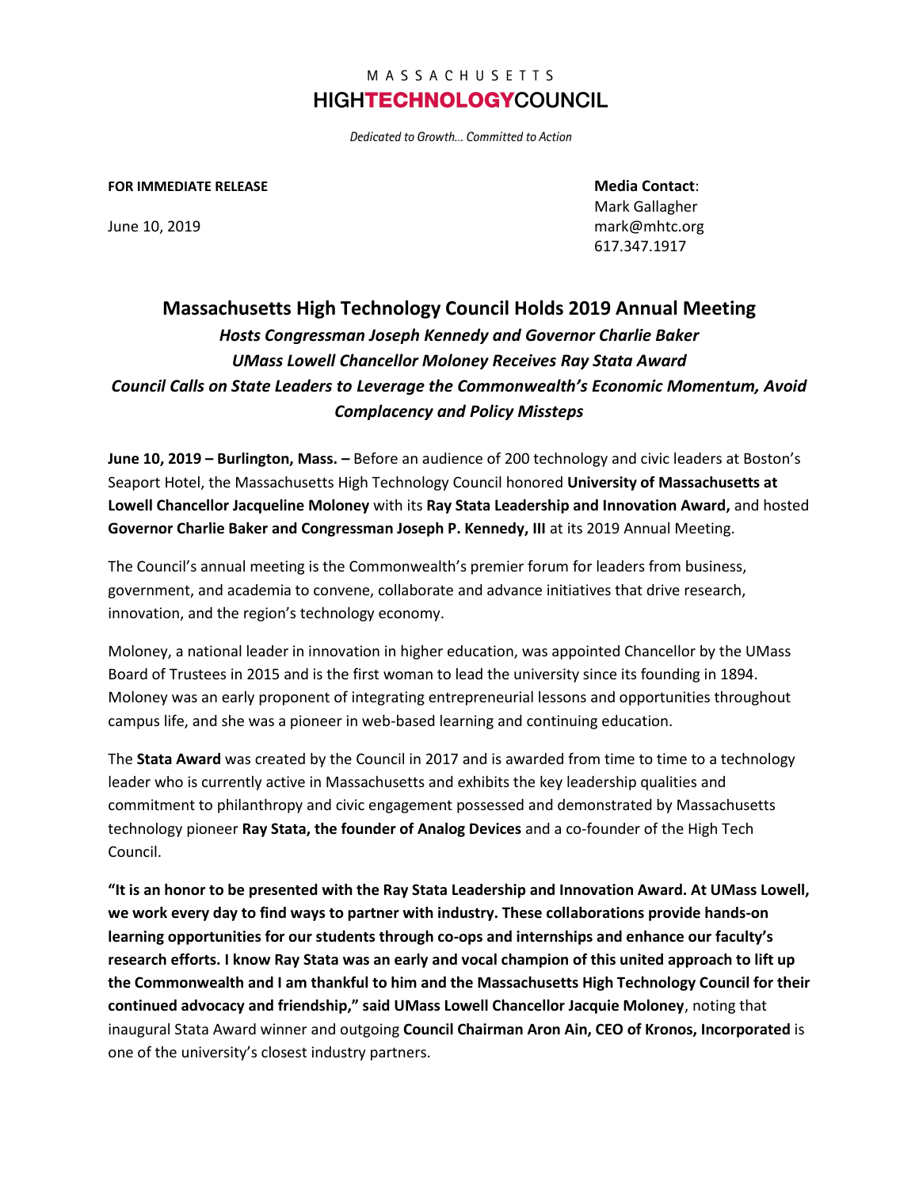MASSACHUSETTS
**HIGHTECHNOLOGYCOUNCIL**

*Dedicated to Growth… Committed to Action*

**FOR IMMEDIATE RELEASE**

June 10, 2019

**Media Contact**:
Mark Gallagher
mark@mhtc.org
617.347.1917

# Massachusetts High Technology Council Holds 2019 Annual Meeting

***Hosts Congressman Joseph Kennedy and Governor Charlie Baker***
***UMass Lowell Chancellor Moloney Receives Ray Stata Award***
***Council Calls on State Leaders to Leverage the Commonwealth's Economic Momentum, Avoid Complacency and Policy Missteps***

**June 10, 2019 – Burlington, Mass. –** Before an audience of 200 technology and civic leaders at Boston's Seaport Hotel, the Massachusetts High Technology Council honored **University of Massachusetts at Lowell Chancellor Jacqueline Moloney** with its **Ray Stata Leadership and Innovation Award,** and hosted **Governor Charlie Baker and Congressman Joseph P. Kennedy, III** at its 2019 Annual Meeting.

The Council's annual meeting is the Commonwealth's premier forum for leaders from business, government, and academia to convene, collaborate and advance initiatives that drive research, innovation, and the region's technology economy.

Moloney, a national leader in innovation in higher education, was appointed Chancellor by the UMass Board of Trustees in 2015 and is the first woman to lead the university since its founding in 1894. Moloney was an early proponent of integrating entrepreneurial lessons and opportunities throughout campus life, and she was a pioneer in web-based learning and continuing education.

The **Stata Award** was created by the Council in 2017 and is awarded from time to time to a technology leader who is currently active in Massachusetts and exhibits the key leadership qualities and commitment to philanthropy and civic engagement possessed and demonstrated by Massachusetts technology pioneer **Ray Stata, the founder of Analog Devices** and a co-founder of the High Tech Council.

**"It is an honor to be presented with the Ray Stata Leadership and Innovation Award. At UMass Lowell, we work every day to find ways to partner with industry. These collaborations provide hands-on learning opportunities for our students through co-ops and internships and enhance our faculty's research efforts. I know Ray Stata was an early and vocal champion of this united approach to lift up the Commonwealth and I am thankful to him and the Massachusetts High Technology Council for their continued advocacy and friendship," said UMass Lowell Chancellor Jacquie Moloney**, noting that inaugural Stata Award winner and outgoing **Council Chairman Aron Ain, CEO of Kronos, Incorporated** is one of the university's closest industry partners.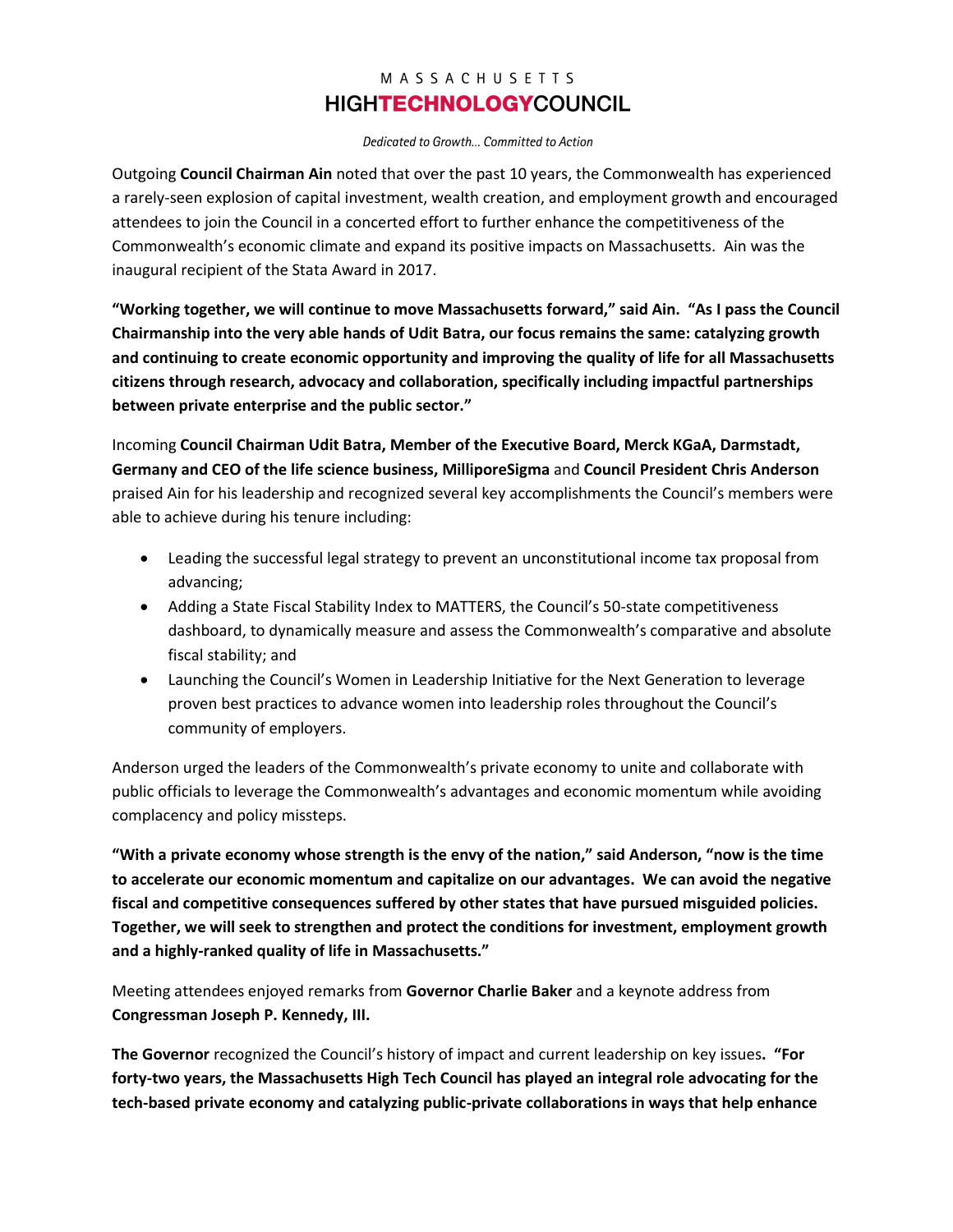Outgoing **Council Chairman Ain** noted that over the past 10 years, the Commonwealth has experienced a rarely-seen explosion of capital investment, wealth creation, and employment growth and encouraged attendees to join the Council in a concerted effort to further enhance the competitiveness of the Commonwealth's economic climate and expand its positive impacts on Massachusetts. Ain was the inaugural recipient of the Stata Award in 2017.

**"Working together, we will continue to move Massachusetts forward," said Ain. "As I pass the Council Chairmanship into the very able hands of Udit Batra, our focus remains the same: catalyzing growth and continuing to create economic opportunity and improving the quality of life for all Massachusetts citizens through research, advocacy and collaboration, specifically including impactful partnerships between private enterprise and the public sector."**

Incoming **Council Chairman Udit Batra, Member of the Executive Board, Merck KGaA, Darmstadt, Germany and CEO of the life science business, MilliporeSigma** and **Council President Chris Anderson** praised Ain for his leadership and recognized several key accomplishments the Council's members were able to achieve during his tenure including:

- Leading the successful legal strategy to prevent an unconstitutional income tax proposal from advancing;
- Adding a State Fiscal Stability Index to MATTERS, the Council's 50-state competitiveness dashboard, to dynamically measure and assess the Commonwealth's comparative and absolute fiscal stability; and
- Launching the Council's Women in Leadership Initiative for the Next Generation to leverage proven best practices to advance women into leadership roles throughout the Council's community of employers.

Anderson urged the leaders of the Commonwealth's private economy to unite and collaborate with public officials to leverage the Commonwealth's advantages and economic momentum while avoiding complacency and policy missteps.

**"With a private economy whose strength is the envy of the nation," said Anderson, "now is the time to accelerate our economic momentum and capitalize on our advantages. We can avoid the negative fiscal and competitive consequences suffered by other states that have pursued misguided policies. Together, we will seek to strengthen and protect the conditions for investment, employment growth and a highly-ranked quality of life in Massachusetts."**

Meeting attendees enjoyed remarks from **Governor Charlie Baker** and a keynote address from **Congressman Joseph P. Kennedy, III.**

**The Governor** recognized the Council's history of impact and current leadership on key issues**. "For forty-two years, the Massachusetts High Tech Council has played an integral role advocating for the tech-based private economy and catalyzing public-private collaborations in ways that help enhance**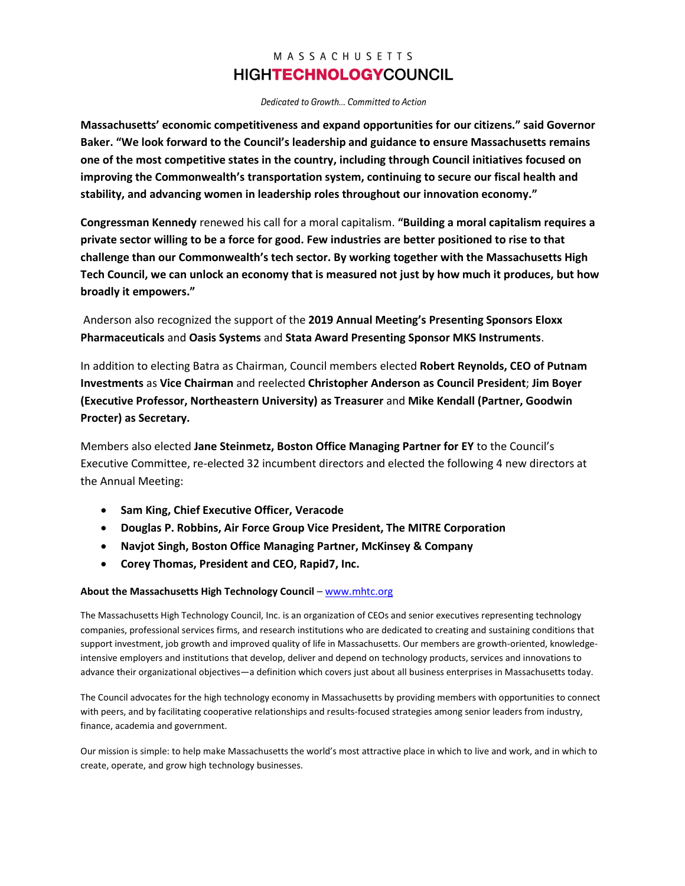**Massachusetts' economic competitiveness and expand opportunities for our citizens." said Governor Baker. "We look forward to the Council's leadership and guidance to ensure Massachusetts remains one of the most competitive states in the country, including through Council initiatives focused on improving the Commonwealth's transportation system, continuing to secure our fiscal health and stability, and advancing women in leadership roles throughout our innovation economy."**

**Congressman Kennedy** renewed his call for a moral capitalism. **"Building a moral capitalism requires a private sector willing to be a force for good. Few industries are better positioned to rise to that challenge than our Commonwealth's tech sector. By working together with the Massachusetts High Tech Council, we can unlock an economy that is measured not just by how much it produces, but how broadly it empowers."**

Anderson also recognized the support of the **2019 Annual Meeting's Presenting Sponsors Eloxx Pharmaceuticals** and **Oasis Systems** and **Stata Award Presenting Sponsor MKS Instruments**.

In addition to electing Batra as Chairman, Council members elected **Robert Reynolds, CEO of Putnam Investments** as **Vice Chairman** and reelected **Christopher Anderson as Council President**; **Jim Boyer (Executive Professor, Northeastern University) as Treasurer** and **Mike Kendall (Partner, Goodwin Procter) as Secretary.**

Members also elected **Jane Steinmetz, Boston Office Managing Partner for EY** to the Council's Executive Committee, re-elected 32 incumbent directors and elected the following 4 new directors at the Annual Meeting:

- **Sam King, Chief Executive Officer, Veracode**
- **Douglas P. Robbins, Air Force Group Vice President, The MITRE Corporation**
- **Navjot Singh, Boston Office Managing Partner, McKinsey & Company**
- **Corey Thomas, President and CEO, Rapid7, Inc.**

**About the Massachusetts High Technology Council** – www.mhtc.org

The Massachusetts High Technology Council, Inc. is an organization of CEOs and senior executives representing technology companies, professional services firms, and research institutions who are dedicated to creating and sustaining conditions that support investment, job growth and improved quality of life in Massachusetts. Our members are growth-oriented, knowledge-intensive employers and institutions that develop, deliver and depend on technology products, services and innovations to advance their organizational objectives—a definition which covers just about all business enterprises in Massachusetts today.

The Council advocates for the high technology economy in Massachusetts by providing members with opportunities to connect with peers, and by facilitating cooperative relationships and results-focused strategies among senior leaders from industry, finance, academia and government.

Our mission is simple: to help make Massachusetts the world's most attractive place in which to live and work, and in which to create, operate, and grow high technology businesses.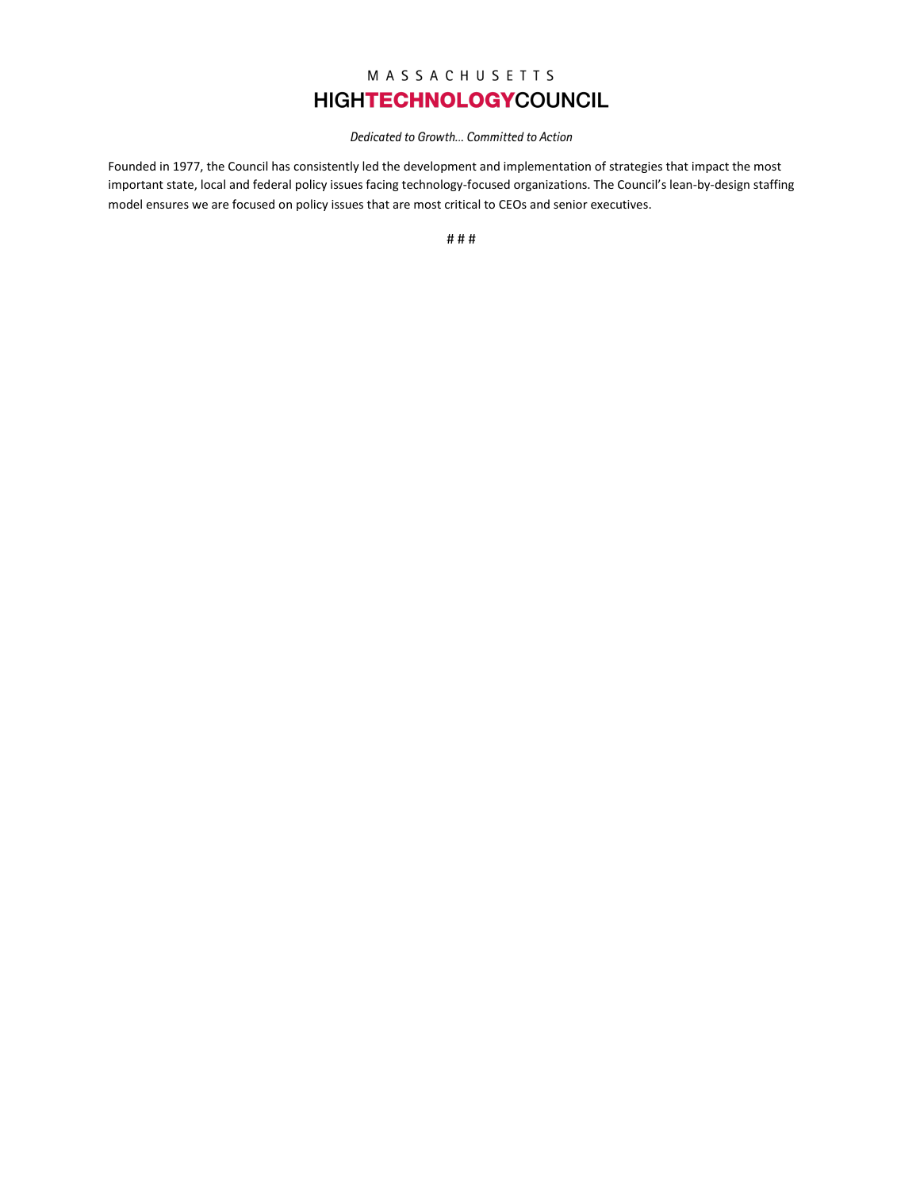MASSACHUSETTS
**HIGHTECHNOLOGYCOUNCIL**

*Dedicated to Growth… Committed to Action*

Founded in 1977, the Council has consistently led the development and implementation of strategies that impact the most important state, local and federal policy issues facing technology-focused organizations. The Council's lean-by-design staffing model ensures we are focused on policy issues that are most critical to CEOs and senior executives.

# # #